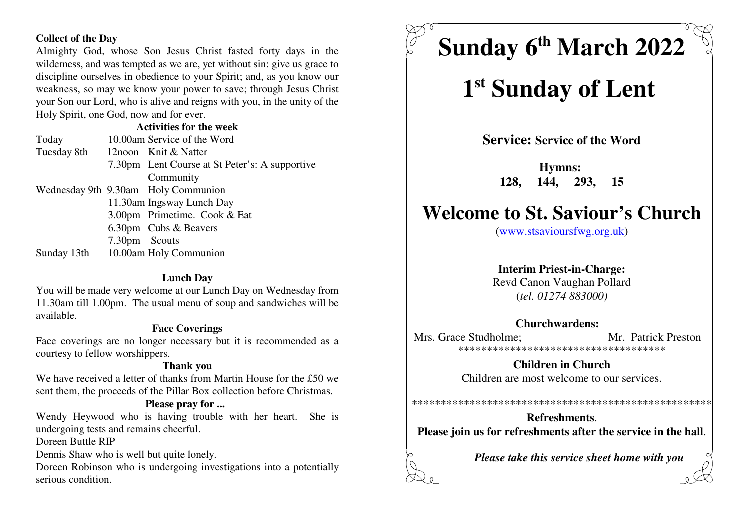**Collect of the Day**

Almighty God, whose Son Jesus Christ fasted forty days in the wilderness, and was tempted as we are, yet without sin: give us grace to discipline ourselves in obedience to your Spirit; and, as you know our weakness, so may we know your power to save; through Jesus Christ your Son our Lord, who is alive and reigns with you, in the unity of the Holy Spirit, one God, now and for ever.

**Activities for the week**

| | |
|---|---|
| Today | 10.00am Service of the Word |
| Tuesday 8th | 12noon Knit & Natter |
| | 7.30pm Lent Course at St Peter's: A supportive Community |
| Wednesday 9th | 9.30am Holy Communion |
| | 11.30am Ingsway Lunch Day |
| | 3.00pm Primetime. Cook & Eat |
| | 6.30pm Cubs & Beavers |
| | 7.30pm Scouts |
| Sunday 13th | 10.00am Holy Communion |

**Lunch Day**

You will be made very welcome at our Lunch Day on Wednesday from 11.30am till 1.00pm. The usual menu of soup and sandwiches will be available.

**Face Coverings**

Face coverings are no longer necessary but it is recommended as a courtesy to fellow worshippers.

**Thank you**

We have received a letter of thanks from Martin House for the £50 we sent them, the proceeds of the Pillar Box collection before Christmas.

**Please pray for ...**

Wendy Heywood who is having trouble with her heart. She is undergoing tests and remains cheerful.

Doreen Buttle RIP

Dennis Shaw who is well but quite lonely.

Doreen Robinson who is undergoing investigations into a potentially serious condition.

# Sunday 6th March 2022

# 1st Sunday of Lent

**Service: Service of the Word**

**Hymns:**
**128, 144, 293, 15**

# Welcome to St. Saviour's Church

(www.stsavioursfwg.org.uk)

**Interim Priest-in-Charge:**
Revd Canon Vaughan Pollard
(*tel. 01274 883000)*

**Churchwardens:**
Mrs. Grace Studholme; Mr. Patrick Preston

***********************************

**Children in Church**
Children are most welcome to our services.

****************************************************

**Refreshments**.
**Please join us for refreshments after the service in the hall**.

***Please take this service sheet home with you***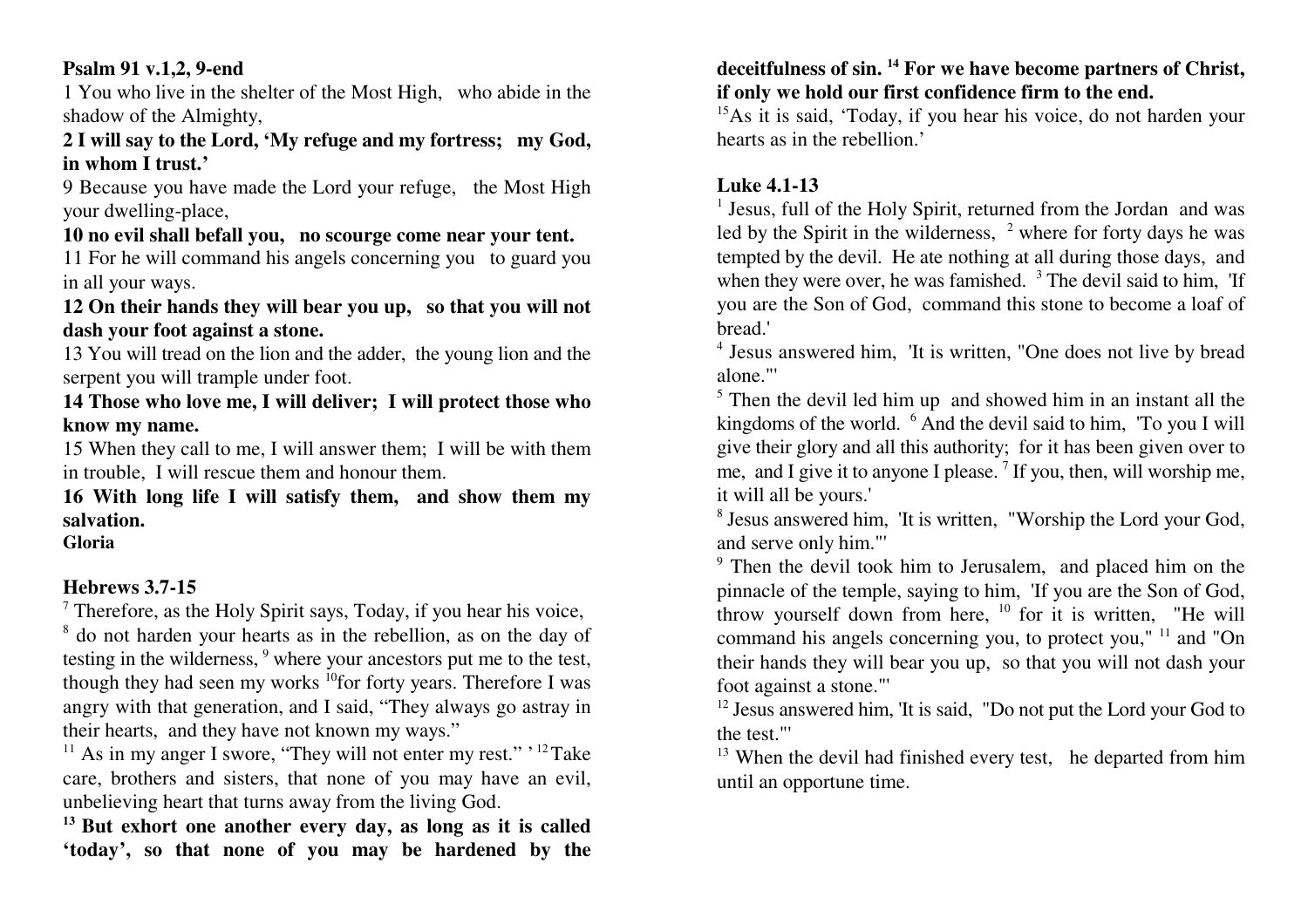**Psalm 91 v.1,2, 9-end**

1 You who live in the shelter of the Most High, who abide in the shadow of the Almighty,

**2 I will say to the Lord, 'My refuge and my fortress; my God, in whom I trust.'**

9 Because you have made the Lord your refuge, the Most High your dwelling-place,

**10 no evil shall befall you, no scourge come near your tent.**

11 For he will command his angels concerning you to guard you in all your ways.

**12 On their hands they will bear you up, so that you will not dash your foot against a stone.**

13 You will tread on the lion and the adder, the young lion and the serpent you will trample under foot.

**14 Those who love me, I will deliver; I will protect those who know my name.**

15 When they call to me, I will answer them; I will be with them in trouble, I will rescue them and honour them.

**16 With long life I will satisfy them, and show them my salvation.**

**Gloria**

**Hebrews 3.7-15**

[7] Therefore, as the Holy Spirit says, Today, if you hear his voice,
[8] do not harden your hearts as in the rebellion, as on the day of testing in the wilderness, [9] where your ancestors put me to the test, though they had seen my works [10]for forty years. Therefore I was angry with that generation, and I said, "They always go astray in their hearts, and they have not known my ways."

[11] As in my anger I swore, "They will not enter my rest." ' [12] Take care, brothers and sisters, that none of you may have an evil, unbelieving heart that turns away from the living God.

**[13] But exhort one another every day, as long as it is called 'today', so that none of you may be hardened by the deceitfulness of sin. [14] For we have become partners of Christ, if only we hold our first confidence firm to the end.**

[15]As it is said, 'Today, if you hear his voice, do not harden your hearts as in the rebellion.'

**Luke 4.1-13**

[1] Jesus, full of the Holy Spirit, returned from the Jordan and was led by the Spirit in the wilderness, [2] where for forty days he was tempted by the devil. He ate nothing at all during those days, and when they were over, he was famished. [3] The devil said to him, 'If you are the Son of God, command this stone to become a loaf of bread.'

[4] Jesus answered him, 'It is written, "One does not live by bread alone."'

[5] Then the devil led him up and showed him in an instant all the kingdoms of the world. [6] And the devil said to him, 'To you I will give their glory and all this authority; for it has been given over to me, and I give it to anyone I please. [7] If you, then, will worship me, it will all be yours.'

[8] Jesus answered him, 'It is written, "Worship the Lord your God, and serve only him."'

[9] Then the devil took him to Jerusalem, and placed him on the pinnacle of the temple, saying to him, 'If you are the Son of God, throw yourself down from here, [10] for it is written, "He will command his angels concerning you, to protect you," [11] and "On their hands they will bear you up, so that you will not dash your foot against a stone."'

[12] Jesus answered him, 'It is said, "Do not put the Lord your God to the test."'

[13] When the devil had finished every test, he departed from him until an opportune time.